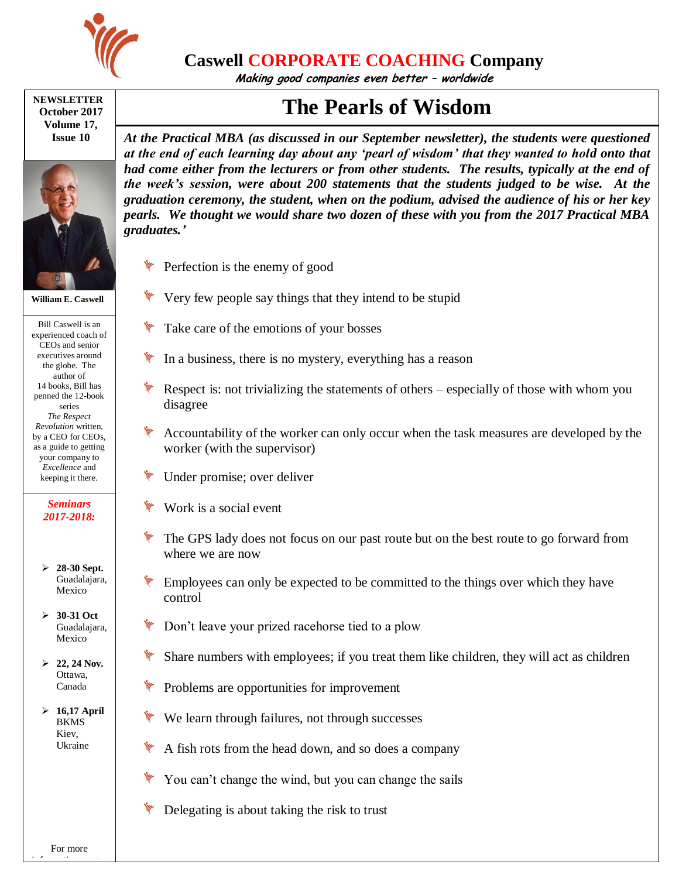# Caswell CORPORATE COACHING Company

*Making good companies even better – worldwide*

**NEWSLETTER**
**October 2017**
**Volume 17, Issue 10**

**William E. Caswell**

Bill Caswell is an experienced coach of CEOs and senior executives around the globe. The author of 14 books, Bill has penned the 12-book series *The Respect Revolution* written, by a CEO for CEOs, as a guide to getting your company to *Excellence* and keeping it there.

***Seminars 2017-2018:***

- **28-30 Sept.** Guadalajara, Mexico
- **30-31 Oct** Guadalajara, Mexico
- **22, 24 Nov.** Ottawa, Canada
- **16,17 April** BKMS Kiev, Ukraine

For more

## The Pearls of Wisdom

***At the Practical MBA (as discussed in our September newsletter), the students were questioned at the end of each learning day about any 'pearl of wisdom' that they wanted to hold onto that had come either from the lecturers or from other students. The results, typically at the end of the week's session, were about 200 statements that the students judged to be wise. At the graduation ceremony, the student, when on the podium, advised the audience of his or her key pearls. We thought we would share two dozen of these with you from the 2017 Practical MBA graduates.'***

- Perfection is the enemy of good
- Very few people say things that they intend to be stupid
- Take care of the emotions of your bosses
- In a business, there is no mystery, everything has a reason
- Respect is: not trivializing the statements of others – especially of those with whom you disagree
- Accountability of the worker can only occur when the task measures are developed by the worker (with the supervisor)
- Under promise; over deliver
- Work is a social event
- The GPS lady does not focus on our past route but on the best route to go forward from where we are now
- Employees can only be expected to be committed to the things over which they have control
- Don't leave your prized racehorse tied to a plow
- Share numbers with employees; if you treat them like children, they will act as children
- Problems are opportunities for improvement
- We learn through failures, not through successes
- A fish rots from the head down, and so does a company
- You can't change the wind, but you can change the sails
- Delegating is about taking the risk to trust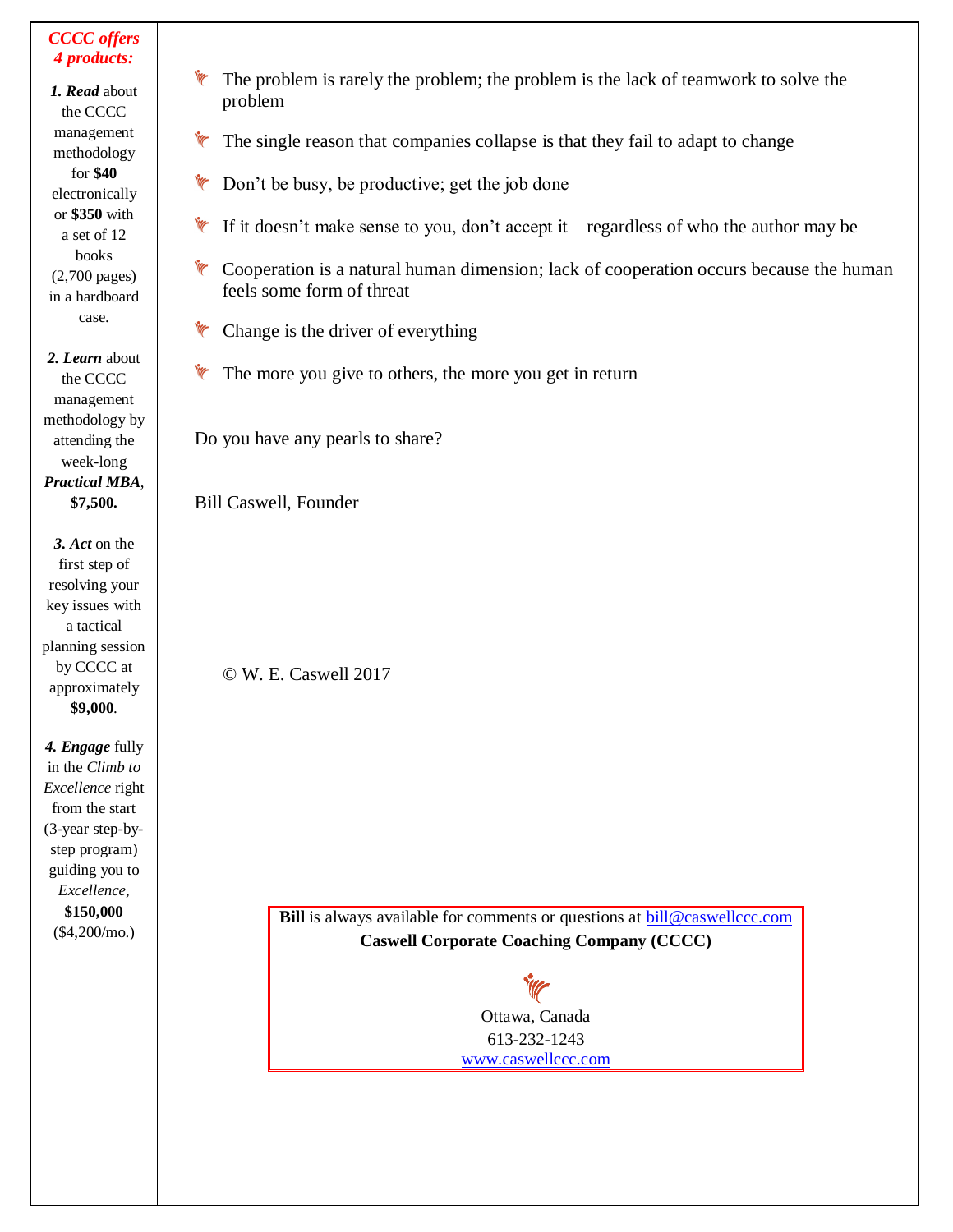***CCCC offers 4 products:***

***1. Read*** about the CCCC management methodology for **$40** electronically or **$350** with a set of 12 books (2,700 pages) in a hardboard case.

***2. Learn*** about the CCCC management methodology by attending the week-long ***Practical MBA***, **$7,500.**

***3. Act*** on the first step of resolving your key issues with a tactical planning session by CCCC at approximately **$9,000**.

***4. Engage*** fully in the *Climb to Excellence* right from the start (3-year step-by-step program) guiding you to *Excellence*, **$150,000** ($4,200/mo.)

- The problem is rarely the problem; the problem is the lack of teamwork to solve the problem
- The single reason that companies collapse is that they fail to adapt to change
- Don't be busy, be productive; get the job done
- If it doesn't make sense to you, don't accept it – regardless of who the author may be
- Cooperation is a natural human dimension; lack of cooperation occurs because the human feels some form of threat
- Change is the driver of everything
- The more you give to others, the more you get in return

Do you have any pearls to share?

Bill Caswell, Founder

© W. E. Caswell 2017

**Bill** is always available for comments or questions at bill@caswellccc.com
**Caswell Corporate Coaching Company (CCCC)**

Ottawa, Canada
613-232-1243
www.caswellccc.com